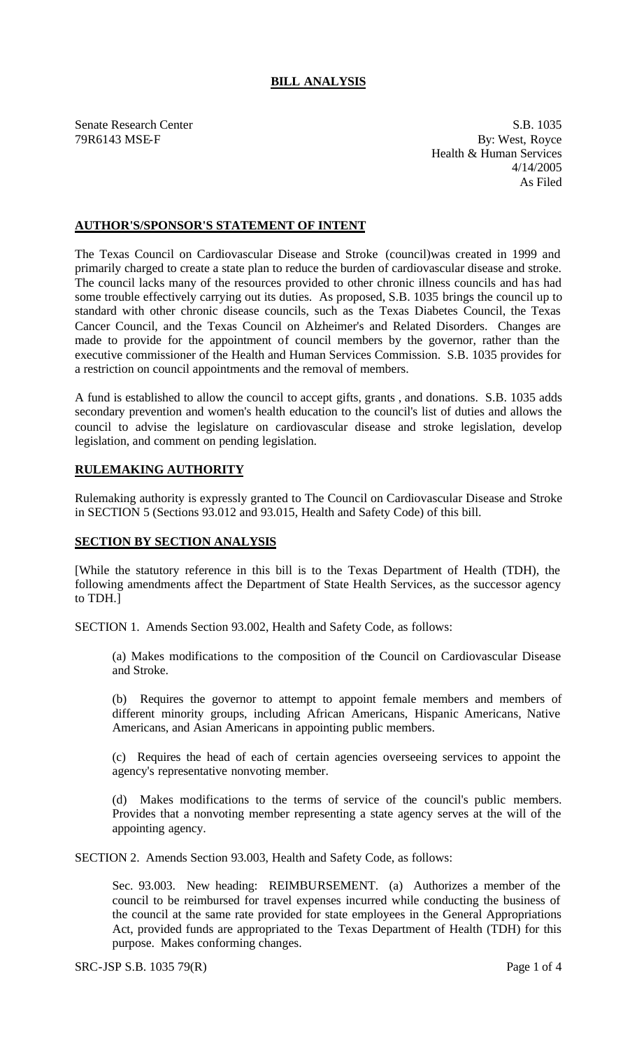# BILL ANALYSIS

Senate Research Center
79R6143 MSE-F

S.B. 1035
By: West, Royce
Health & Human Services
4/14/2005
As Filed

## AUTHOR'S/SPONSOR'S STATEMENT OF INTENT

The Texas Council on Cardiovascular Disease and Stroke (council)was created in 1999 and primarily charged to create a state plan to reduce the burden of cardiovascular disease and stroke. The council lacks many of the resources provided to other chronic illness councils and has had some trouble effectively carrying out its duties. As proposed, S.B. 1035 brings the council up to standard with other chronic disease councils, such as the Texas Diabetes Council, the Texas Cancer Council, and the Texas Council on Alzheimer's and Related Disorders. Changes are made to provide for the appointment of council members by the governor, rather than the executive commissioner of the Health and Human Services Commission. S.B. 1035 provides for a restriction on council appointments and the removal of members.

A fund is established to allow the council to accept gifts, grants , and donations. S.B. 1035 adds secondary prevention and women's health education to the council's list of duties and allows the council to advise the legislature on cardiovascular disease and stroke legislation, develop legislation, and comment on pending legislation.

## RULEMAKING AUTHORITY

Rulemaking authority is expressly granted to The Council on Cardiovascular Disease and Stroke in SECTION 5 (Sections 93.012 and 93.015, Health and Safety Code) of this bill.

## SECTION BY SECTION ANALYSIS

[While the statutory reference in this bill is to the Texas Department of Health (TDH), the following amendments affect the Department of State Health Services, as the successor agency to TDH.]

SECTION 1. Amends Section 93.002, Health and Safety Code, as follows:

(a) Makes modifications to the composition of the Council on Cardiovascular Disease and Stroke.

(b) Requires the governor to attempt to appoint female members and members of different minority groups, including African Americans, Hispanic Americans, Native Americans, and Asian Americans in appointing public members.

(c) Requires the head of each of certain agencies overseeing services to appoint the agency's representative nonvoting member.

(d) Makes modifications to the terms of service of the council's public members. Provides that a nonvoting member representing a state agency serves at the will of the appointing agency.

SECTION 2. Amends Section 93.003, Health and Safety Code, as follows:

Sec. 93.003. New heading: REIMBURSEMENT. (a) Authorizes a member of the council to be reimbursed for travel expenses incurred while conducting the business of the council at the same rate provided for state employees in the General Appropriations Act, provided funds are appropriated to the Texas Department of Health (TDH) for this purpose. Makes conforming changes.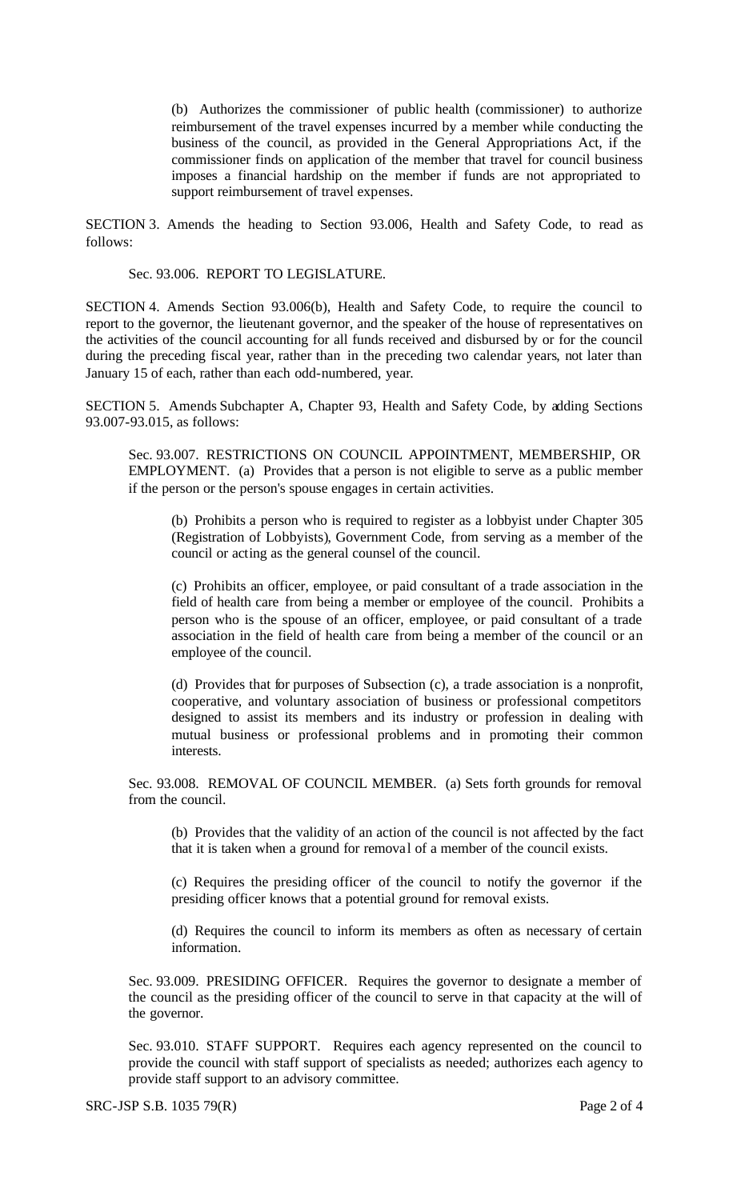(b) Authorizes the commissioner of public health (commissioner) to authorize reimbursement of the travel expenses incurred by a member while conducting the business of the council, as provided in the General Appropriations Act, if the commissioner finds on application of the member that travel for council business imposes a financial hardship on the member if funds are not appropriated to support reimbursement of travel expenses.

SECTION 3. Amends the heading to Section 93.006, Health and Safety Code, to read as follows:

Sec. 93.006. REPORT TO LEGISLATURE.

SECTION 4. Amends Section 93.006(b), Health and Safety Code, to require the council to report to the governor, the lieutenant governor, and the speaker of the house of representatives on the activities of the council accounting for all funds received and disbursed by or for the council during the preceding fiscal year, rather than in the preceding two calendar years, not later than January 15 of each, rather than each odd-numbered, year.

SECTION 5. Amends Subchapter A, Chapter 93, Health and Safety Code, by adding Sections 93.007-93.015, as follows:

Sec. 93.007. RESTRICTIONS ON COUNCIL APPOINTMENT, MEMBERSHIP, OR EMPLOYMENT. (a) Provides that a person is not eligible to serve as a public member if the person or the person's spouse engages in certain activities.

(b) Prohibits a person who is required to register as a lobbyist under Chapter 305 (Registration of Lobbyists), Government Code, from serving as a member of the council or acting as the general counsel of the council.

(c) Prohibits an officer, employee, or paid consultant of a trade association in the field of health care from being a member or employee of the council. Prohibits a person who is the spouse of an officer, employee, or paid consultant of a trade association in the field of health care from being a member of the council or an employee of the council.

(d) Provides that for purposes of Subsection (c), a trade association is a nonprofit, cooperative, and voluntary association of business or professional competitors designed to assist its members and its industry or profession in dealing with mutual business or professional problems and in promoting their common interests.

Sec. 93.008. REMOVAL OF COUNCIL MEMBER. (a) Sets forth grounds for removal from the council.

(b) Provides that the validity of an action of the council is not affected by the fact that it is taken when a ground for removal of a member of the council exists.

(c) Requires the presiding officer of the council to notify the governor if the presiding officer knows that a potential ground for removal exists.

(d) Requires the council to inform its members as often as necessary of certain information.

Sec. 93.009. PRESIDING OFFICER. Requires the governor to designate a member of the council as the presiding officer of the council to serve in that capacity at the will of the governor.

Sec. 93.010. STAFF SUPPORT. Requires each agency represented on the council to provide the council with staff support of specialists as needed; authorizes each agency to provide staff support to an advisory committee.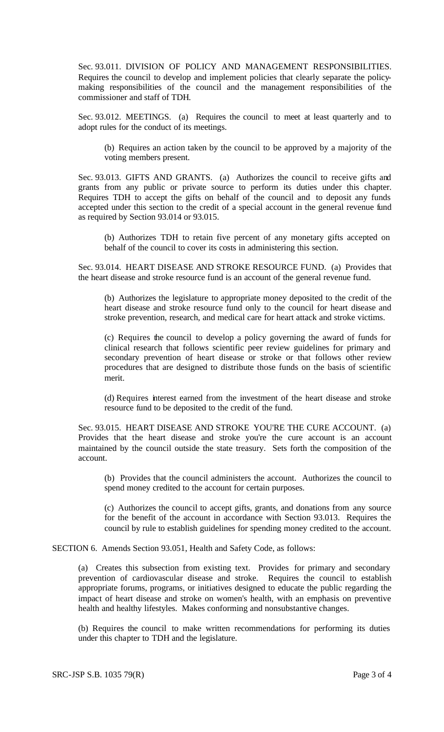Sec. 93.011. DIVISION OF POLICY AND MANAGEMENT RESPONSIBILITIES. Requires the council to develop and implement policies that clearly separate the policymaking responsibilities of the council and the management responsibilities of the commissioner and staff of TDH.

Sec. 93.012. MEETINGS. (a) Requires the council to meet at least quarterly and to adopt rules for the conduct of its meetings.

(b) Requires an action taken by the council to be approved by a majority of the voting members present.

Sec. 93.013. GIFTS AND GRANTS. (a) Authorizes the council to receive gifts and grants from any public or private source to perform its duties under this chapter. Requires TDH to accept the gifts on behalf of the council and to deposit any funds accepted under this section to the credit of a special account in the general revenue fund as required by Section 93.014 or 93.015.

(b) Authorizes TDH to retain five percent of any monetary gifts accepted on behalf of the council to cover its costs in administering this section.

Sec. 93.014. HEART DISEASE AND STROKE RESOURCE FUND. (a) Provides that the heart disease and stroke resource fund is an account of the general revenue fund.

(b) Authorizes the legislature to appropriate money deposited to the credit of the heart disease and stroke resource fund only to the council for heart disease and stroke prevention, research, and medical care for heart attack and stroke victims.

(c) Requires the council to develop a policy governing the award of funds for clinical research that follows scientific peer review guidelines for primary and secondary prevention of heart disease or stroke or that follows other review procedures that are designed to distribute those funds on the basis of scientific merit.

(d) Requires interest earned from the investment of the heart disease and stroke resource fund to be deposited to the credit of the fund.

Sec. 93.015. HEART DISEASE AND STROKE YOU'RE THE CURE ACCOUNT. (a) Provides that the heart disease and stroke you're the cure account is an account maintained by the council outside the state treasury. Sets forth the composition of the account.

(b) Provides that the council administers the account. Authorizes the council to spend money credited to the account for certain purposes.

(c) Authorizes the council to accept gifts, grants, and donations from any source for the benefit of the account in accordance with Section 93.013. Requires the council by rule to establish guidelines for spending money credited to the account.

SECTION 6. Amends Section 93.051, Health and Safety Code, as follows:

(a) Creates this subsection from existing text. Provides for primary and secondary prevention of cardiovascular disease and stroke. Requires the council to establish appropriate forums, programs, or initiatives designed to educate the public regarding the impact of heart disease and stroke on women's health, with an emphasis on preventive health and healthy lifestyles. Makes conforming and nonsubstantive changes.

(b) Requires the council to make written recommendations for performing its duties under this chapter to TDH and the legislature.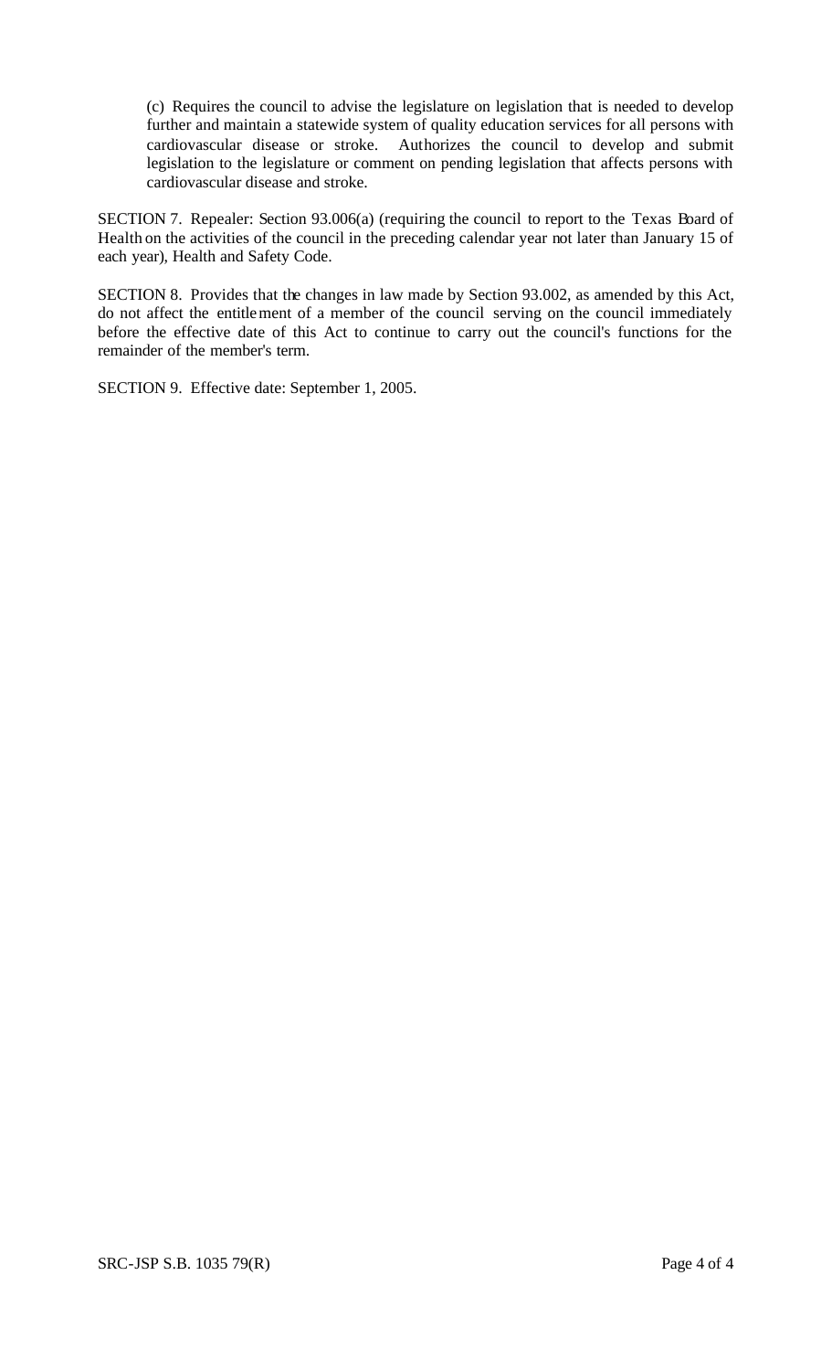(c) Requires the council to advise the legislature on legislation that is needed to develop further and maintain a statewide system of quality education services for all persons with cardiovascular disease or stroke. Authorizes the council to develop and submit legislation to the legislature or comment on pending legislation that affects persons with cardiovascular disease and stroke.

SECTION 7. Repealer: Section 93.006(a) (requiring the council to report to the Texas Board of Health on the activities of the council in the preceding calendar year not later than January 15 of each year), Health and Safety Code.

SECTION 8. Provides that the changes in law made by Section 93.002, as amended by this Act, do not affect the entitlement of a member of the council serving on the council immediately before the effective date of this Act to continue to carry out the council's functions for the remainder of the member's term.

SECTION 9. Effective date: September 1, 2005.